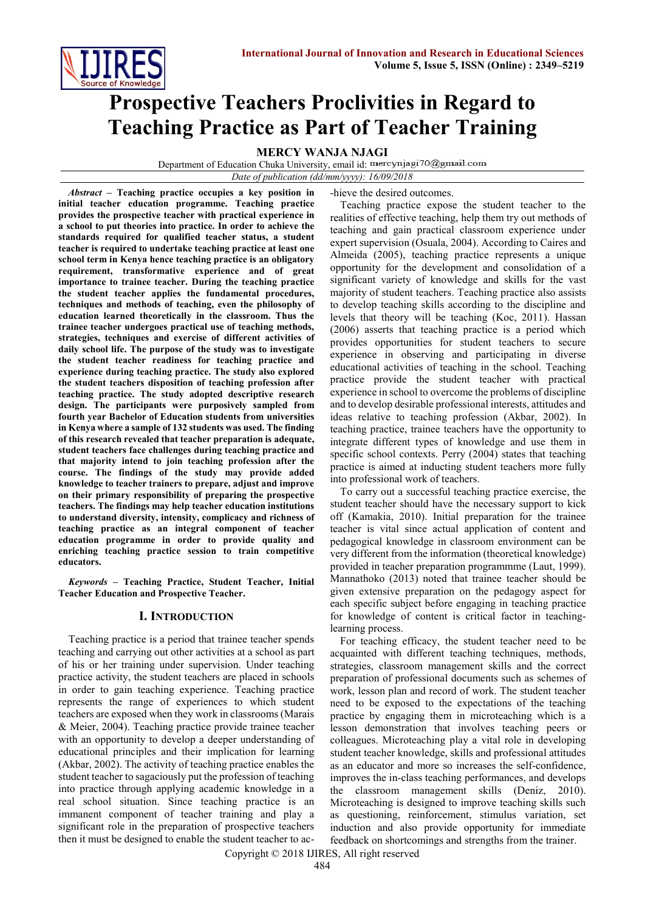# Prospective Teachers Proclivities in Regard to Teaching Practice as Part of Teacher Training

**MERCY WANJA NJAGI**

Department of Education Chuka University, email id: mercynjagi70@gmail.com

*Date of publication (dd/mm/yyyy): 16/09/2018*

***Abstract* – Teaching practice occupies a key position in initial teacher education programme. Teaching practice provides the prospective teacher with practical experience in a school to put theories into practice. In order to achieve the standards required for qualified teacher status, a student teacher is required to undertake teaching practice at least one school term in Kenya hence teaching practice is an obligatory requirement, transformative experience and of great importance to trainee teacher. During the teaching practice the student teacher applies the fundamental procedures, techniques and methods of teaching, even the philosophy of education learned theoretically in the classroom. Thus the trainee teacher undergoes practical use of teaching methods, strategies, techniques and exercise of different activities of daily school life. The purpose of the study was to investigate the student teacher readiness for teaching practice and experience during teaching practice. The study also explored the student teachers disposition of teaching profession after teaching practice. The study adopted descriptive research design. The participants were purposively sampled from fourth year Bachelor of Education students from universities in Kenya where a sample of 132 students was used. The finding of this research revealed that teacher preparation is adequate, student teachers face challenges during teaching practice and that majority intend to join teaching profession after the course. The findings of the study may provide added knowledge to teacher trainers to prepare, adjust and improve on their primary responsibility of preparing the prospective teachers. The findings may help teacher education institutions to understand diversity, intensity, complicacy and richness of teaching practice as an integral component of teacher education programme in order to provide quality and enriching teaching practice session to train competitive educators.**

***Keywords* – Teaching Practice, Student Teacher, Initial Teacher Education and Prospective Teacher.**

## I. Introduction

Teaching practice is a period that trainee teacher spends teaching and carrying out other activities at a school as part of his or her training under supervision. Under teaching practice activity, the student teachers are placed in schools in order to gain teaching experience. Teaching practice represents the range of experiences to which student teachers are exposed when they work in classrooms (Marais & Meier, 2004). Teaching practice provide trainee teacher with an opportunity to develop a deeper understanding of educational principles and their implication for learning (Akbar, 2002). The activity of teaching practice enables the student teacher to sagaciously put the profession of teaching into practice through applying academic knowledge in a real school situation. Since teaching practice is an immanent component of teacher training and play a significant role in the preparation of prospective teachers then it must be designed to enable the student teacher to achieve the desired outcomes.

Teaching practice expose the student teacher to the realities of effective teaching, help them try out methods of teaching and gain practical classroom experience under expert supervision (Osuala, 2004). According to Caires and Almeida (2005), teaching practice represents a unique opportunity for the development and consolidation of a significant variety of knowledge and skills for the vast majority of student teachers. Teaching practice also assists to develop teaching skills according to the discipline and levels that theory will be teaching (Koc, 2011). Hassan (2006) asserts that teaching practice is a period which provides opportunities for student teachers to secure experience in observing and participating in diverse educational activities of teaching in the school. Teaching practice provide the student teacher with practical experience in school to overcome the problems of discipline and to develop desirable professional interests, attitudes and ideas relative to teaching profession (Akbar, 2002). In teaching practice, trainee teachers have the opportunity to integrate different types of knowledge and use them in specific school contexts. Perry (2004) states that teaching practice is aimed at inducting student teachers more fully into professional work of teachers.

To carry out a successful teaching practice exercise, the student teacher should have the necessary support to kick off (Kamakia, 2010). Initial preparation for the trainee teacher is vital since actual application of content and pedagogical knowledge in classroom environment can be very different from the information (theoretical knowledge) provided in teacher preparation programmme (Laut, 1999). Mannathoko (2013) noted that trainee teacher should be given extensive preparation on the pedagogy aspect for each specific subject before engaging in teaching practice for knowledge of content is critical factor in teaching-learning process.

For teaching efficacy, the student teacher need to be acquainted with different teaching techniques, methods, strategies, classroom management skills and the correct preparation of professional documents such as schemes of work, lesson plan and record of work. The student teacher need to be exposed to the expectations of the teaching practice by engaging them in microteaching which is a lesson demonstration that involves teaching peers or colleagues. Microteaching play a vital role in developing student teacher knowledge, skills and professional attitudes as an educator and more so increases the self-confidence, improves the in-class teaching performances, and develops the classroom management skills (Deniz, 2010). Microteaching is designed to improve teaching skills such as questioning, reinforcement, stimulus variation, set induction and also provide opportunity for immediate feedback on shortcomings and strengths from the trainer.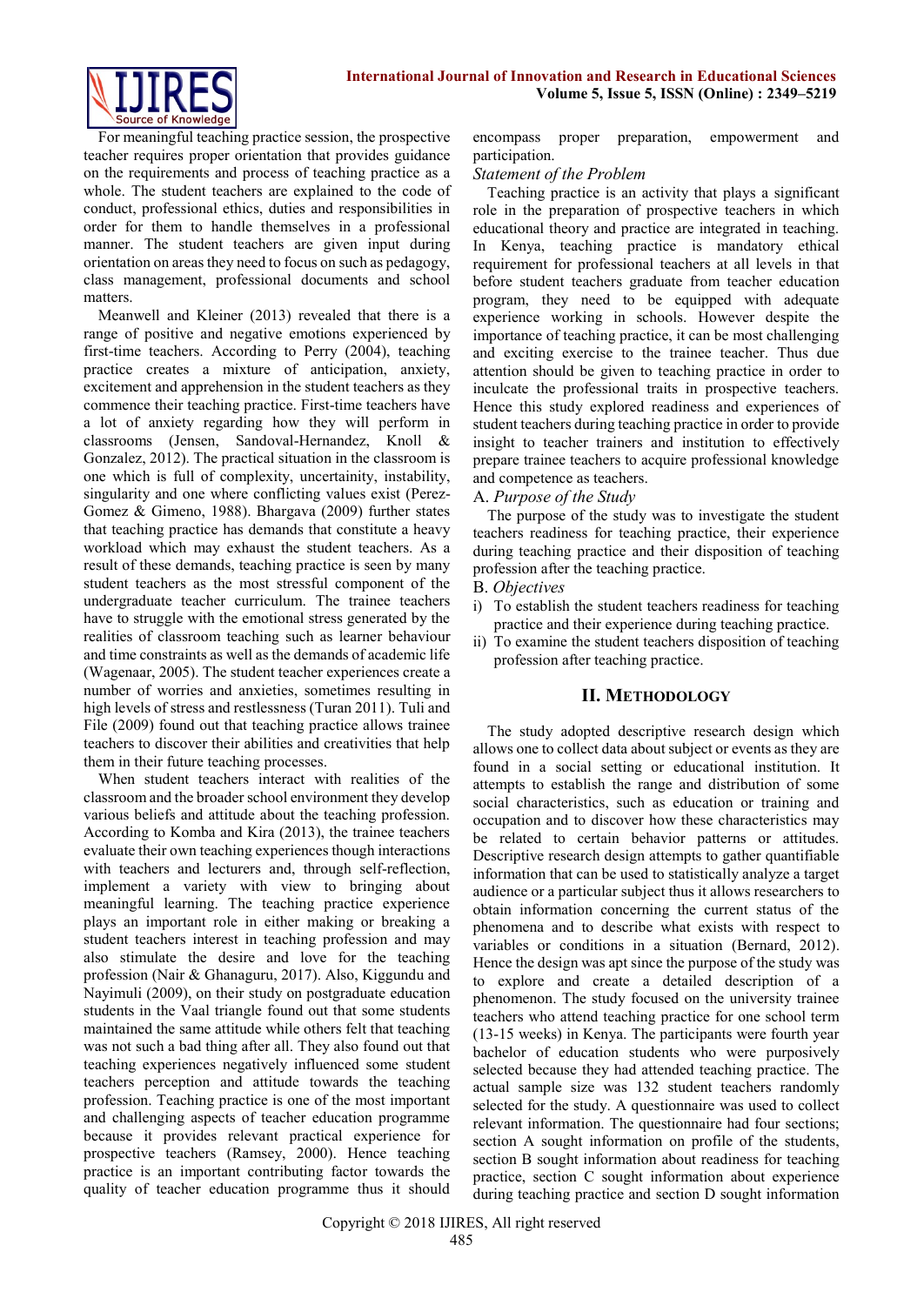For meaningful teaching practice session, the prospective teacher requires proper orientation that provides guidance on the requirements and process of teaching practice as a whole. The student teachers are explained to the code of conduct, professional ethics, duties and responsibilities in order for them to handle themselves in a professional manner. The student teachers are given input during orientation on areas they need to focus on such as pedagogy, class management, professional documents and school matters.

Meanwell and Kleiner (2013) revealed that there is a range of positive and negative emotions experienced by first-time teachers. According to Perry (2004), teaching practice creates a mixture of anticipation, anxiety, excitement and apprehension in the student teachers as they commence their teaching practice. First-time teachers have a lot of anxiety regarding how they will perform in classrooms (Jensen, Sandoval-Hernandez, Knoll & Gonzalez, 2012). The practical situation in the classroom is one which is full of complexity, uncertainity, instability, singularity and one where conflicting values exist (Perez-Gomez & Gimeno, 1988). Bhargava (2009) further states that teaching practice has demands that constitute a heavy workload which may exhaust the student teachers. As a result of these demands, teaching practice is seen by many student teachers as the most stressful component of the undergraduate teacher curriculum. The trainee teachers have to struggle with the emotional stress generated by the realities of classroom teaching such as learner behaviour and time constraints as well as the demands of academic life (Wagenaar, 2005). The student teacher experiences create a number of worries and anxieties, sometimes resulting in high levels of stress and restlessness (Turan 2011). Tuli and File (2009) found out that teaching practice allows trainee teachers to discover their abilities and creativities that help them in their future teaching processes.

When student teachers interact with realities of the classroom and the broader school environment they develop various beliefs and attitude about the teaching profession. According to Komba and Kira (2013), the trainee teachers evaluate their own teaching experiences though interactions with teachers and lecturers and, through self-reflection, implement a variety with view to bringing about meaningful learning. The teaching practice experience plays an important role in either making or breaking a student teachers interest in teaching profession and may also stimulate the desire and love for the teaching profession (Nair & Ghanaguru, 2017). Also, Kiggundu and Nayimuli (2009), on their study on postgraduate education students in the Vaal triangle found out that some students maintained the same attitude while others felt that teaching was not such a bad thing after all. They also found out that teaching experiences negatively influenced some student teachers perception and attitude towards the teaching profession. Teaching practice is one of the most important and challenging aspects of teacher education programme because it provides relevant practical experience for prospective teachers (Ramsey, 2000). Hence teaching practice is an important contributing factor towards the quality of teacher education programme thus it should encompass proper preparation, empowerment and participation.

*Statement of the Problem*

Teaching practice is an activity that plays a significant role in the preparation of prospective teachers in which educational theory and practice are integrated in teaching. In Kenya, teaching practice is mandatory ethical requirement for professional teachers at all levels in that before student teachers graduate from teacher education program, they need to be equipped with adequate experience working in schools. However despite the importance of teaching practice, it can be most challenging and exciting exercise to the trainee teacher. Thus due attention should be given to teaching practice in order to inculcate the professional traits in prospective teachers. Hence this study explored readiness and experiences of student teachers during teaching practice in order to provide insight to teacher trainers and institution to effectively prepare trainee teachers to acquire professional knowledge and competence as teachers.

A. *Purpose of the Study*

The purpose of the study was to investigate the student teachers readiness for teaching practice, their experience during teaching practice and their disposition of teaching profession after the teaching practice.

B. *Objectives*

i) To establish the student teachers readiness for teaching practice and their experience during teaching practice.
ii) To examine the student teachers disposition of teaching profession after teaching practice.

## II. Methodology

The study adopted descriptive research design which allows one to collect data about subject or events as they are found in a social setting or educational institution. It attempts to establish the range and distribution of some social characteristics, such as education or training and occupation and to discover how these characteristics may be related to certain behavior patterns or attitudes. Descriptive research design attempts to gather quantifiable information that can be used to statistically analyze a target audience or a particular subject thus it allows researchers to obtain information concerning the current status of the phenomena and to describe what exists with respect to variables or conditions in a situation (Bernard, 2012). Hence the design was apt since the purpose of the study was to explore and create a detailed description of a phenomenon. The study focused on the university trainee teachers who attend teaching practice for one school term (13-15 weeks) in Kenya. The participants were fourth year bachelor of education students who were purposively selected because they had attended teaching practice. The actual sample size was 132 student teachers randomly selected for the study. A questionnaire was used to collect relevant information. The questionnaire had four sections; section A sought information on profile of the students, section B sought information about readiness for teaching practice, section C sought information about experience during teaching practice and section D sought information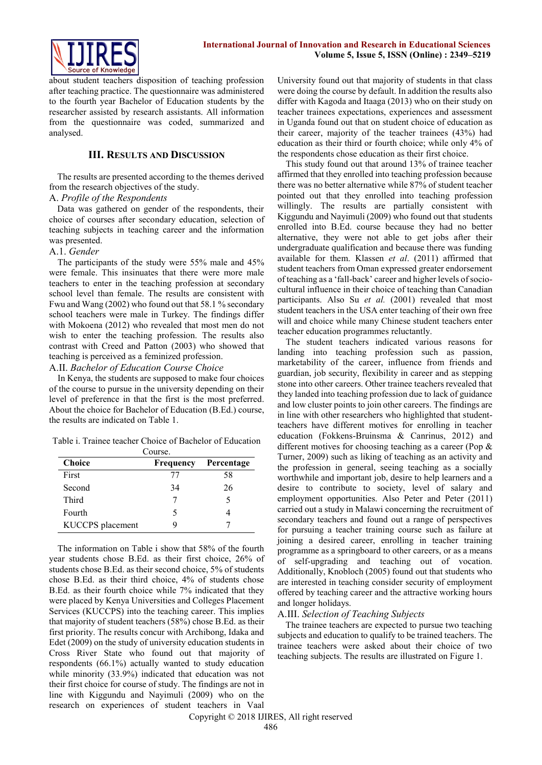about student teachers disposition of teaching profession after teaching practice. The questionnaire was administered to the fourth year Bachelor of Education students by the researcher assisted by research assistants. All information from the questionnaire was coded, summarized and analysed.

## III. Results and Discussion

The results are presented according to the themes derived from the research objectives of the study.

### A. *Profile of the Respondents*

Data was gathered on gender of the respondents, their choice of courses after secondary education, selection of teaching subjects in teaching career and the information was presented.

#### A.1. *Gender*

The participants of the study were 55% male and 45% were female. This insinuates that there were more male teachers to enter in the teaching profession at secondary school level than female. The results are consistent with Fwu and Wang (2002) who found out that 58.1 % secondary school teachers were male in Turkey. The findings differ with Mokoena (2012) who revealed that most men do not wish to enter the teaching profession. The results also contrast with Creed and Patton (2003) who showed that teaching is perceived as a feminized profession.

#### A.II. *Bachelor of Education Course Choice*

In Kenya, the students are supposed to make four choices of the course to pursue in the university depending on their level of preference in that the first is the most preferred. About the choice for Bachelor of Education (B.Ed.) course, the results are indicated on Table 1.

Table i. Trainee teacher Choice of Bachelor of Education Course.

| Choice | Frequency | Percentage |
|---|---|---|
| First | 77 | 58 |
| Second | 34 | 26 |
| Third | 7 | 5 |
| Fourth | 5 | 4 |
| KUCCPS placement | 9 | 7 |

The information on Table i show that 58% of the fourth year students chose B.Ed. as their first choice, 26% of students chose B.Ed. as their second choice, 5% of students chose B.Ed. as their third choice, 4% of students chose B.Ed. as their fourth choice while 7% indicated that they were placed by Kenya Universities and Colleges Placement Services (KUCCPS) into the teaching career. This implies that majority of student teachers (58%) chose B.Ed. as their first priority. The results concur with Archibong, Idaka and Edet (2009) on the study of university education students in Cross River State who found out that majority of respondents (66.1%) actually wanted to study education while minority (33.9%) indicated that education was not their first choice for course of study. The findings are not in line with Kiggundu and Nayimuli (2009) who on the research on experiences of student teachers in Vaal University found out that majority of students in that class were doing the course by default. In addition the results also differ with Kagoda and Itaaga (2013) who on their study on teacher trainees expectations, experiences and assessment in Uganda found out that on student choice of education as their career, majority of the teacher trainees (43%) had education as their third or fourth choice; while only 4% of the respondents chose education as their first choice.

This study found out that around 13% of trainee teacher affirmed that they enrolled into teaching profession because there was no better alternative while 87% of student teacher pointed out that they enrolled into teaching profession willingly. The results are partially consistent with Kiggundu and Nayimuli (2009) who found out that students enrolled into B.Ed. course because they had no better alternative, they were not able to get jobs after their undergraduate qualification and because there was funding available for them. Klassen *et al*. (2011) affirmed that student teachers from Oman expressed greater endorsement of teaching as a 'fall-back' career and higher levels of socio-cultural influence in their choice of teaching than Canadian participants. Also Su *et al.* (2001) revealed that most student teachers in the USA enter teaching of their own free will and choice while many Chinese student teachers enter teacher education programmes reluctantly.

The student teachers indicated various reasons for landing into teaching profession such as passion, marketability of the career, influence from friends and guardian, job security, flexibility in career and as stepping stone into other careers. Other trainee teachers revealed that they landed into teaching profession due to lack of guidance and low cluster points to join other careers. The findings are in line with other researchers who highlighted that student-teachers have different motives for enrolling in teacher education (Fokkens-Bruinsma & Canrinus, 2012) and different motives for choosing teaching as a career (Pop & Turner, 2009) such as liking of teaching as an activity and the profession in general, seeing teaching as a socially worthwhile and important job, desire to help learners and a desire to contribute to society, level of salary and employment opportunities. Also Peter and Peter (2011) carried out a study in Malawi concerning the recruitment of secondary teachers and found out a range of perspectives for pursuing a teacher training course such as failure at joining a desired career, enrolling in teacher training programme as a springboard to other careers, or as a means of self-upgrading and teaching out of vocation. Additionally, Knobloch (2005) found out that students who are interested in teaching consider security of employment offered by teaching career and the attractive working hours and longer holidays.

#### A.III. *Selection of Teaching Subjects*

The trainee teachers are expected to pursue two teaching subjects and education to qualify to be trained teachers. The trainee teachers were asked about their choice of two teaching subjects. The results are illustrated on Figure 1.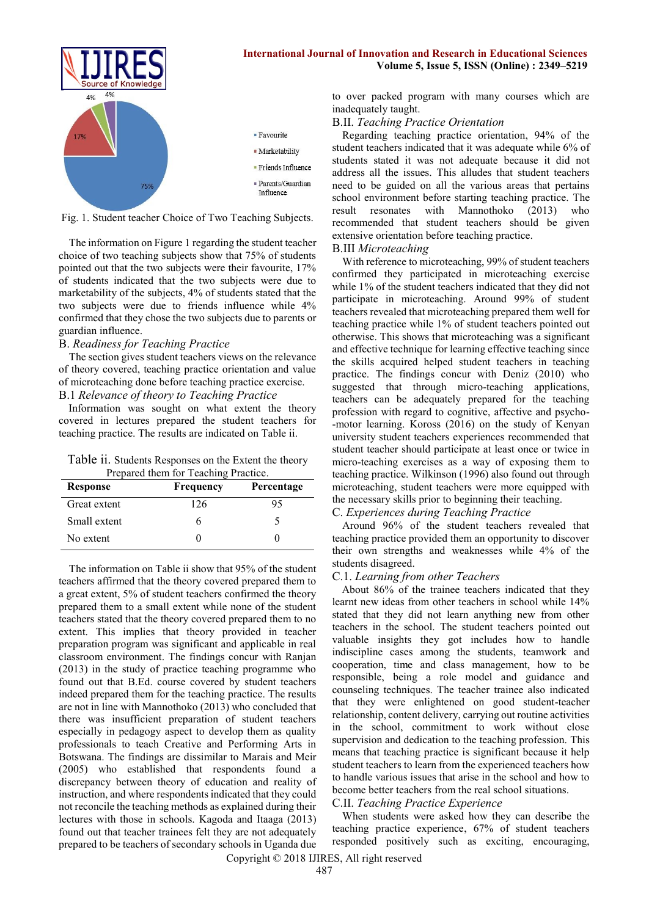Fig. 1. Student teacher Choice of Two Teaching Subjects.

The information on Figure 1 regarding the student teacher choice of two teaching subjects show that 75% of students pointed out that the two subjects were their favourite, 17% of students indicated that the two subjects were due to marketability of the subjects, 4% of students stated that the two subjects were due to friends influence while 4% confirmed that they chose the two subjects due to parents or guardian influence.

## B. *Readiness for Teaching Practice*

The section gives student teachers views on the relevance of theory covered, teaching practice orientation and value of microteaching done before teaching practice exercise.

### B.I *Relevance of theory to Teaching Practice*

Information was sought on what extent the theory covered in lectures prepared the student teachers for teaching practice. The results are indicated on Table ii.

Table ii. Students Responses on the Extent the theory Prepared them for Teaching Practice.

| Response | Frequency | Percentage |
|---|---|---|
| Great extent | 126 | 95 |
| Small extent | 6 | 5 |
| No extent | 0 | 0 |

The information on Table ii show that 95% of the student teachers affirmed that the theory covered prepared them to a great extent, 5% of student teachers confirmed the theory prepared them to a small extent while none of the student teachers stated that the theory covered prepared them to no extent. This implies that theory provided in teacher preparation program was significant and applicable in real classroom environment. The findings concur with Ranjan (2013) in the study of practice teaching programme who found out that B.Ed. course covered by student teachers indeed prepared them for the teaching practice. The results are not in line with Mannothoko (2013) who concluded that there was insufficient preparation of student teachers especially in pedagogy aspect to develop them as quality professionals to teach Creative and Performing Arts in Botswana. The findings are dissimilar to Marais and Meir (2005) who established that respondents found a discrepancy between theory of education and reality of instruction, and where respondents indicated that they could not reconcile the teaching methods as explained during their lectures with those in schools. Kagoda and Itaaga (2013) found out that teacher trainees felt they are not adequately prepared to be teachers of secondary schools in Uganda due to over packed program with many courses which are inadequately taught.

### B.II. *Teaching Practice Orientation*

Regarding teaching practice orientation, 94% of the student teachers indicated that it was adequate while 6% of students stated it was not adequate because it did not address all the issues. This alludes that student teachers need to be guided on all the various areas that pertains school environment before starting teaching practice. The result resonates with Mannothoko (2013) who recommended that student teachers should be given extensive orientation before teaching practice.

### B.III *Microteaching*

With reference to microteaching, 99% of student teachers confirmed they participated in microteaching exercise while 1% of the student teachers indicated that they did not participate in microteaching. Around 99% of student teachers revealed that microteaching prepared them well for teaching practice while 1% of student teachers pointed out otherwise. This shows that microteaching was a significant and effective technique for learning effective teaching since the skills acquired helped student teachers in teaching practice. The findings concur with Deniz (2010) who suggested that through micro-teaching applications, teachers can be adequately prepared for the teaching profession with regard to cognitive, affective and psycho--motor learning. Koross (2016) on the study of Kenyan university student teachers experiences recommended that student teacher should participate at least once or twice in micro-teaching exercises as a way of exposing them to teaching practice. Wilkinson (1996) also found out through microteaching, student teachers were more equipped with the necessary skills prior to beginning their teaching.

## C. *Experiences during Teaching Practice*

Around 96% of the student teachers revealed that teaching practice provided them an opportunity to discover their own strengths and weaknesses while 4% of the students disagreed.

### C.1. *Learning from other Teachers*

About 86% of the trainee teachers indicated that they learnt new ideas from other teachers in school while 14% stated that they did not learn anything new from other teachers in the school. The student teachers pointed out valuable insights they got includes how to handle indiscipline cases among the students, teamwork and cooperation, time and class management, how to be responsible, being a role model and guidance and counseling techniques. The teacher trainee also indicated that they were enlightened on good student-teacher relationship, content delivery, carrying out routine activities in the school, commitment to work without close supervision and dedication to the teaching profession. This means that teaching practice is significant because it help student teachers to learn from the experienced teachers how to handle various issues that arise in the school and how to become better teachers from the real school situations.

### C.II. *Teaching Practice Experience*

When students were asked how they can describe the teaching practice experience, 67% of student teachers responded positively such as exciting, encouraging,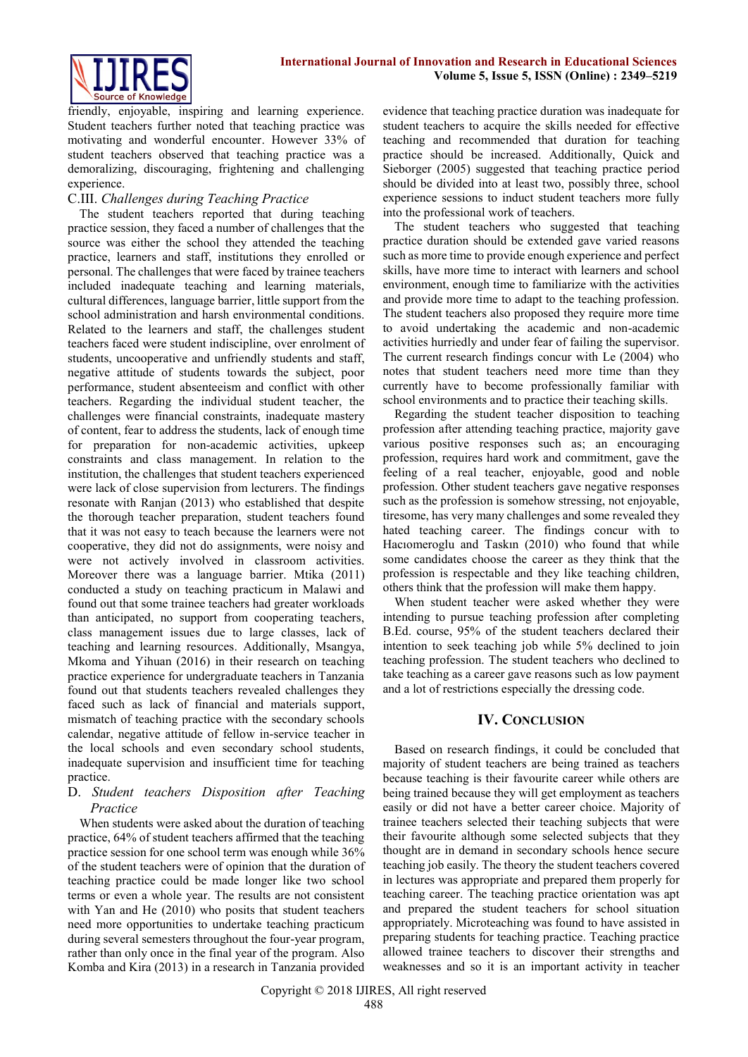friendly, enjoyable, inspiring and learning experience. Student teachers further noted that teaching practice was motivating and wonderful encounter. However 33% of student teachers observed that teaching practice was a demoralizing, discouraging, frightening and challenging experience.

### C.III. *Challenges during Teaching Practice*

The student teachers reported that during teaching practice session, they faced a number of challenges that the source was either the school they attended the teaching practice, learners and staff, institutions they enrolled or personal. The challenges that were faced by trainee teachers included inadequate teaching and learning materials, cultural differences, language barrier, little support from the school administration and harsh environmental conditions. Related to the learners and staff, the challenges student teachers faced were student indiscipline, over enrolment of students, uncooperative and unfriendly students and staff, negative attitude of students towards the subject, poor performance, student absenteeism and conflict with other teachers. Regarding the individual student teacher, the challenges were financial constraints, inadequate mastery of content, fear to address the students, lack of enough time for preparation for non-academic activities, upkeep constraints and class management. In relation to the institution, the challenges that student teachers experienced were lack of close supervision from lecturers. The findings resonate with Ranjan (2013) who established that despite the thorough teacher preparation, student teachers found that it was not easy to teach because the learners were not cooperative, they did not do assignments, were noisy and were not actively involved in classroom activities. Moreover there was a language barrier. Mtika (2011) conducted a study on teaching practicum in Malawi and found out that some trainee teachers had greater workloads than anticipated, no support from cooperating teachers, class management issues due to large classes, lack of teaching and learning resources. Additionally, Msangya, Mkoma and Yihuan (2016) in their research on teaching practice experience for undergraduate teachers in Tanzania found out that students teachers revealed challenges they faced such as lack of financial and materials support, mismatch of teaching practice with the secondary schools calendar, negative attitude of fellow in-service teacher in the local schools and even secondary school students, inadequate supervision and insufficient time for teaching practice.

### D. *Student teachers Disposition after Teaching Practice*

When students were asked about the duration of teaching practice, 64% of student teachers affirmed that the teaching practice session for one school term was enough while 36% of the student teachers were of opinion that the duration of teaching practice could be made longer like two school terms or even a whole year. The results are not consistent with Yan and He (2010) who posits that student teachers need more opportunities to undertake teaching practicum during several semesters throughout the four-year program, rather than only once in the final year of the program. Also Komba and Kira (2013) in a research in Tanzania provided evidence that teaching practice duration was inadequate for student teachers to acquire the skills needed for effective teaching and recommended that duration for teaching practice should be increased. Additionally, Quick and Sieborger (2005) suggested that teaching practice period should be divided into at least two, possibly three, school experience sessions to induct student teachers more fully into the professional work of teachers.

The student teachers who suggested that teaching practice duration should be extended gave varied reasons such as more time to provide enough experience and perfect skills, have more time to interact with learners and school environment, enough time to familiarize with the activities and provide more time to adapt to the teaching profession. The student teachers also proposed they require more time to avoid undertaking the academic and non-academic activities hurriedly and under fear of failing the supervisor. The current research findings concur with Le (2004) who notes that student teachers need more time than they currently have to become professionally familiar with school environments and to practice their teaching skills.

Regarding the student teacher disposition to teaching profession after attending teaching practice, majority gave various positive responses such as; an encouraging profession, requires hard work and commitment, gave the feeling of a real teacher, enjoyable, good and noble profession. Other student teachers gave negative responses such as the profession is somehow stressing, not enjoyable, tiresome, has very many challenges and some revealed they hated teaching career. The findings concur with to Hacıomeroglu and Taskın (2010) who found that while some candidates choose the career as they think that the profession is respectable and they like teaching children, others think that the profession will make them happy.

When student teacher were asked whether they were intending to pursue teaching profession after completing B.Ed. course, 95% of the student teachers declared their intention to seek teaching job while 5% declined to join teaching profession. The student teachers who declined to take teaching as a career gave reasons such as low payment and a lot of restrictions especially the dressing code.

## IV. Conclusion

Based on research findings, it could be concluded that majority of student teachers are being trained as teachers because teaching is their favourite career while others are being trained because they will get employment as teachers easily or did not have a better career choice. Majority of trainee teachers selected their teaching subjects that were their favourite although some selected subjects that they thought are in demand in secondary schools hence secure teaching job easily. The theory the student teachers covered in lectures was appropriate and prepared them properly for teaching career. The teaching practice orientation was apt and prepared the student teachers for school situation appropriately. Microteaching was found to have assisted in preparing students for teaching practice. Teaching practice allowed trainee teachers to discover their strengths and weaknesses and so it is an important activity in teacher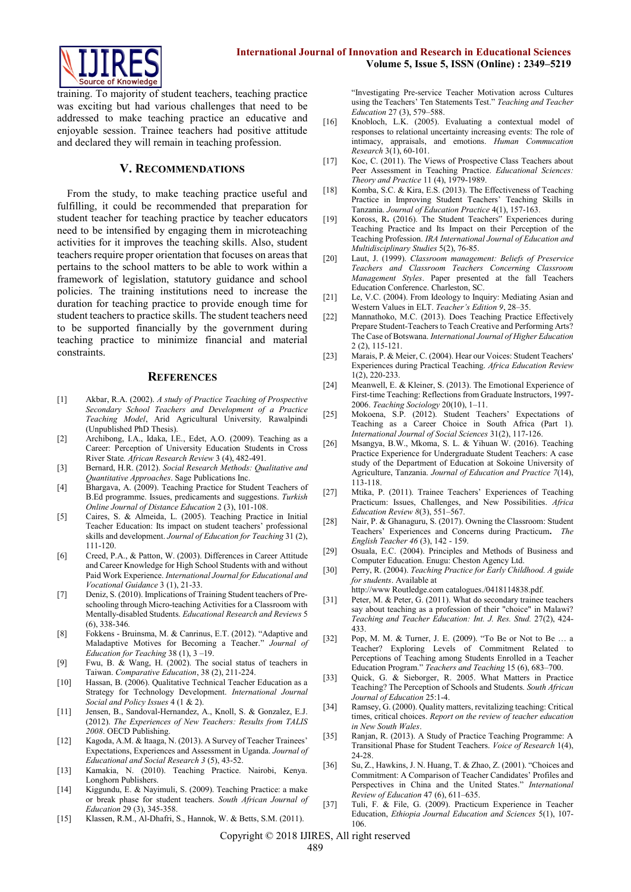training. To majority of student teachers, teaching practice was exciting but had various challenges that need to be addressed to make teaching practice an educative and enjoyable session. Trainee teachers had positive attitude and declared they will remain in teaching profession.

## V. Recommendations

From the study, to make teaching practice useful and fulfilling, it could be recommended that preparation for student teacher for teaching practice by teacher educators need to be intensified by engaging them in microteaching activities for it improves the teaching skills. Also, student teachers require proper orientation that focuses on areas that pertains to the school matters to be able to work within a framework of legislation, statutory guidance and school policies. The training institutions need to increase the duration for teaching practice to provide enough time for student teachers to practice skills. The student teachers need to be supported financially by the government during teaching practice to minimize financial and material constraints.

## References

[1] Akbar, R.A. (2002). *A study of Practice Teaching of Prospective Secondary School Teachers and Development of a Practice Teaching Model*, Arid Agricultural University*,* Rawalpindi (Unpublished PhD Thesis).

[2] Archibong, I.A., Idaka, I.E., Edet, A.O. (2009). Teaching as a Career: Perception of University Education Students in Cross River State. *African Research Review* 3 (4), 482-491*.*

[3] Bernard, H.R. (2012). *Social Research Methods: Qualitative and Quantitative Approaches*. Sage Publications Inc.

[4] Bhargava, A. (2009). Teaching Practice for Student Teachers of B.Ed programme. Issues, predicaments and suggestions. *Turkish Online Journal of Distance Education* 2 (3), 101-108.

[5] Caires, S. & Almeida, L. (2005). Teaching Practice in Initial Teacher Education: Its impact on student teachers' professional skills and development. *Journal of Education for Teaching* 31 (2), 111-120.

[6] Creed, P.A., & Patton, W. (2003). Differences in Career Attitude and Career Knowledge for High School Students with and without Paid Work Experience. *International Journal for Educational and Vocational Guidance* 3 (1), 21-33.

[7] Deniz, S. (2010). Implications of Training Student teachers of Pre-schooling through Micro-teaching Activities for a Classroom with Mentally-disabled Students. *Educational Research and Reviews* 5 (6), 338-346*.*

[8] Fokkens - Bruinsma, M. & Canrinus, E.T. (2012). "Adaptive and Maladaptive Motives for Becoming a Teacher." *Journal of Education for Teaching* 38 (1), 3 –19.

[9] Fwu, B. & Wang, H. (2002). The social status of teachers in Taiwan. *Comparative Education*, 38 (2), 211-224.

[10] Hassan, B. (2006). Qualitative Technical Teacher Education as a Strategy for Technology Development. *International Journal Social and Policy Issues* 4 (1 & 2).

[11] Jensen, B., Sandoval-Hernandez, A., Knoll, S. & Gonzalez, E.J. (2012). *The Experiences of New Teachers: Results from TALIS 2008*. OECD Publishing.

[12] Kagoda, A.M. & Itaaga, N. (2013). A Survey of Teacher Trainees' Expectations, Experiences and Assessment in Uganda. *Journal of Educational and Social Research 3* (5), 43-52.

[13] Kamakia, N. (2010). Teaching Practice. Nairobi, Kenya. Longhorn Publishers.

[14] Kiggundu, E. & Nayimuli, S. (2009). Teaching Practice: a make or break phase for student teachers. *South African Journal of Education* 29 (3), 345-358.

[15] Klassen, R.M., Al-Dhafri, S., Hannok, W. & Betts, S.M. (2011). "Investigating Pre-service Teacher Motivation across Cultures using the Teachers' Ten Statements Test." *Teaching and Teacher Education* 27 (3), 579–588.

[16] Knobloch, L.K. (2005). Evaluating a contextual model of responses to relational uncertainty increasing events: The role of intimacy, appraisals, and emotions. *Human Commucation Research* 3(1), 60-101.

[17] Koc, C. (2011). The Views of Prospective Class Teachers about Peer Assessment in Teaching Practice. *Educational Sciences: Theory and Practice* 11 (4), 1979-1989.

[18] Komba, S.C. & Kira, E.S. (2013). The Effectiveness of Teaching Practice in Improving Student Teachers' Teaching Skills in Tanzania. *Journal of Education Practice* 4(1), 157-163.

[19] Koross, R**.** (2016). The Student Teachers" Experiences during Teaching Practice and Its Impact on their Perception of the Teaching Profession. *IRA International Journal of Education and Multidisciplinary Studies* 5(2), 76-85.

[20] Laut, J. (1999). *Classroom management: Beliefs of Preservice Teachers and Classroom Teachers Concerning Classroom Management Styles*. Paper presented at the fall Teachers Education Conference. Charleston, SC.

[21] Le, V.C. (2004). From Ideology to Inquiry: Mediating Asian and Western Values in ELT. *Teacher's Edition 9*, 28–35.

[22] Mannathoko, M.C. (2013). Does Teaching Practice Effectively Prepare Student-Teachers to Teach Creative and Performing Arts? The Case of Botswana. *International Journal of Higher Education* 2 (2), 115-121.

[23] Marais, P. & Meier, C. (2004). Hear our Voices: Student Teachers' Experiences during Practical Teaching. *Africa Education Review* 1(2), 220-233.

[24] Meanwell, E. & Kleiner, S. (2013). The Emotional Experience of First-time Teaching: Reflections from Graduate Instructors, 1997-2006. *Teaching Sociology* 20(10), 1–11.

[25] Mokoena, S.P. (2012). Student Teachers' Expectations of Teaching as a Career Choice in South Africa (Part 1). *International Journal of Social Sciences* 31(2), 117-126.

[26] Msangya, B.W., Mkoma, S. L. & Yihuan W. (2016). Teaching Practice Experience for Undergraduate Student Teachers: A case study of the Department of Education at Sokoine University of Agriculture, Tanzania. *Journal of Education and Practice 7*(14), 113-118.

[27] Mtika, P. (2011). Trainee Teachers' Experiences of Teaching Practicum: Issues, Challenges, and New Possibilities. *Africa Education Review 8*(3), 551–567.

[28] Nair, P. & Ghanaguru, S. (2017). Owning the Classroom: Student Teachers' Experiences and Concerns during Practicum**.** *The English Teacher 46* (3), 142 - 159.

[29] Osuala, E.C. (2004). Principles and Methods of Business and Computer Education. Enugu: Cheston Agency Ltd.

[30] Perry, R. (2004). *Teaching Practice for Early Childhood. A guide for students*. Available at http://www Routledge.com catalogues./0418114838.pdf.

[31] Peter, M. & Peter, G. (2011). What do secondary trainee teachers say about teaching as a profession of their "choice" in Malawi? *Teaching and Teacher Education: Int. J. Res. Stud.* 27(2), 424-433.

[32] Pop, M. M. & Turner, J. E. (2009). "To Be or Not to Be … a Teacher? Exploring Levels of Commitment Related to Perceptions of Teaching among Students Enrolled in a Teacher Education Program." *Teachers and Teaching* 15 (6), 683–700.

[33] Quick, G. & Sieborger, R. 2005. What Matters in Practice Teaching? The Perception of Schools and Students. *South African Journal of Education* 25:1-4.

[34] Ramsey, G. (2000). Quality matters, revitalizing teaching: Critical times, critical choices. *Report on the review of teacher education in New South Wales*.

[35] Ranjan, R. (2013). A Study of Practice Teaching Programme: A Transitional Phase for Student Teachers. *Voice of Research* 1(4), 24-28.

[36] Su, Z., Hawkins, J. N. Huang, T. & Zhao, Z. (2001). "Choices and Commitment: A Comparison of Teacher Candidates' Profiles and Perspectives in China and the United States." *International Review of Education* 47 (6), 611–635.

[37] Tuli, F. & File, G. (2009). Practicum Experience in Teacher Education, *Ethiopia Journal Education and Sciences* 5(1), 107-106.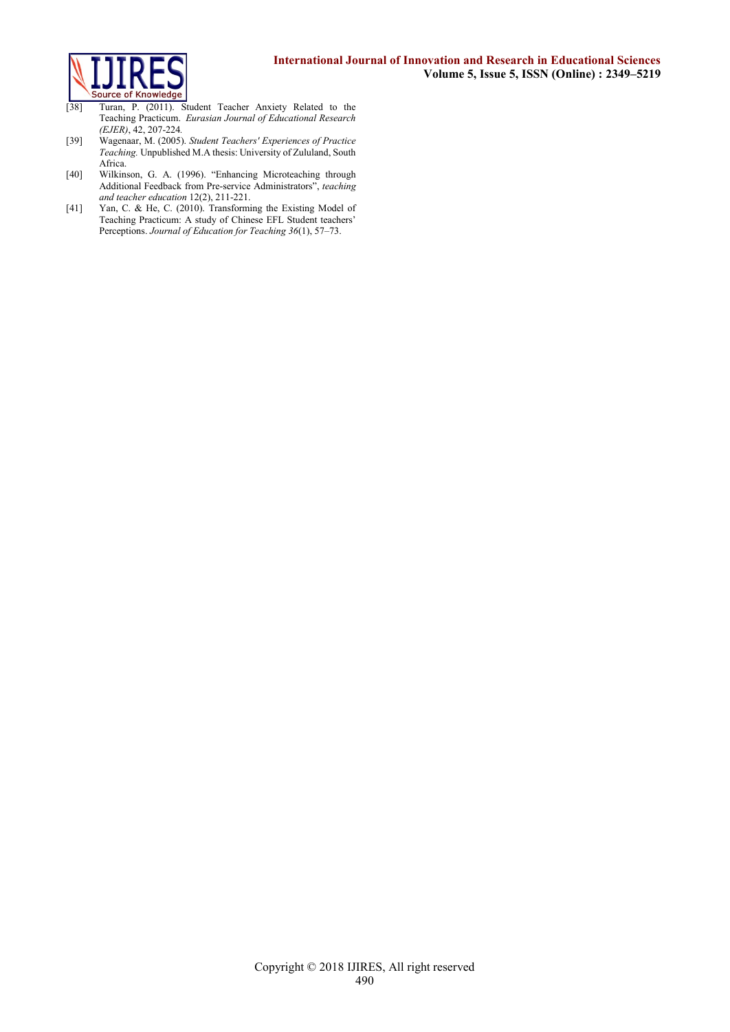[38] Turan, P. (2011). Student Teacher Anxiety Related to the Teaching Practicum. *Eurasian Journal of Educational Research (EJER)*, 42, 207-224.

[39] Wagenaar, M. (2005). *Student Teachers' Experiences of Practice Teaching.* Unpublished M.A thesis: University of Zululand, South Africa.

[40] Wilkinson, G. A. (1996). "Enhancing Microteaching through Additional Feedback from Pre-service Administrators", *teaching and teacher education* 12(2), 211-221.

[41] Yan, C. & He, C. (2010). Transforming the Existing Model of Teaching Practicum: A study of Chinese EFL Student teachers' Perceptions. *Journal of Education for Teaching 36*(1), 57–73.